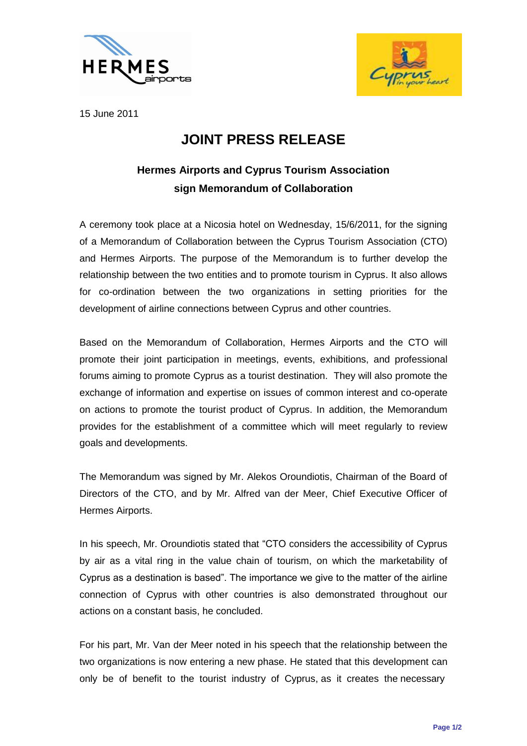15 June 2011

# JOINT PRESS RELEASE

## Hermes Airports and Cyprus Tourism Association sign Memorandum of Collaboration

A ceremony took place at a Nicosia hotel on Wednesday, 15/6/2011, for the signing of a Memorandum of Collaboration between the Cyprus Tourism Association (CTO) and Hermes Airports. The purpose of the Memorandum is to further develop the relationship between the two entities and to promote tourism in Cyprus. It also allows for co-ordination between the two organizations in setting priorities for the development of airline connections between Cyprus and other countries.

Based on the Memorandum of Collaboration, Hermes Airports and the CTO will promote their joint participation in meetings, events, exhibitions, and professional forums aiming to promote Cyprus as a tourist destination. They will also promote the exchange of information and expertise on issues of common interest and co-operate on actions to promote the tourist product of Cyprus. In addition, the Memorandum provides for the establishment of a committee which will meet regularly to review goals and developments.

The Memorandum was signed by Mr. Alekos Oroundiotis, Chairman of the Board of Directors of the CTO, and by Mr. Alfred van der Meer, Chief Executive Officer of Hermes Airports.

In his speech, Mr. Oroundiotis stated that "CTO considers the accessibility of Cyprus by air as a vital ring in the value chain of tourism, on which the marketability of Cyprus as a destination is based". The importance we give to the matter of the airline connection of Cyprus with other countries is also demonstrated throughout our actions on a constant basis, he concluded.

For his part, Mr. Van der Meer noted in his speech that the relationship between the two organizations is now entering a new phase. He stated that this development can only be of benefit to the tourist industry of Cyprus, as it creates the necessary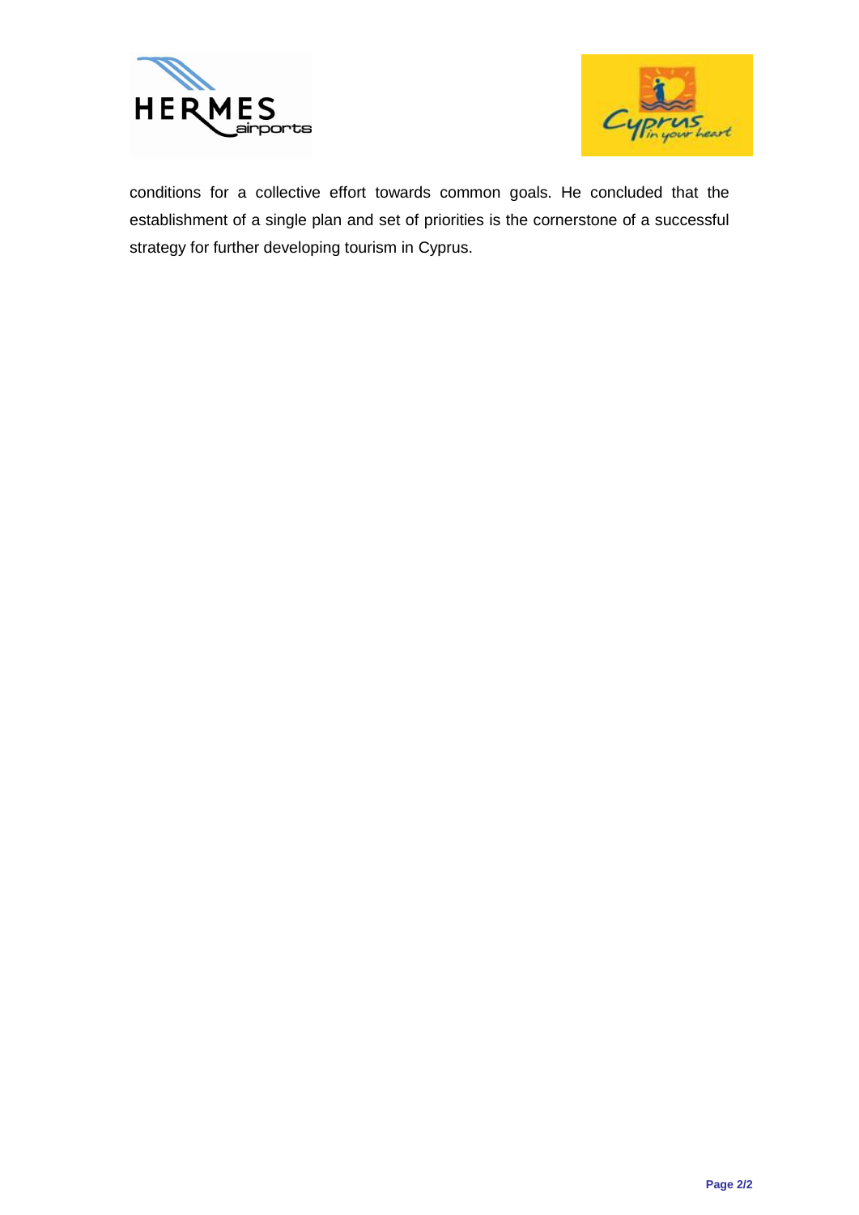conditions for a collective effort towards common goals. He concluded that the establishment of a single plan and set of priorities is the cornerstone of a successful strategy for further developing tourism in Cyprus.